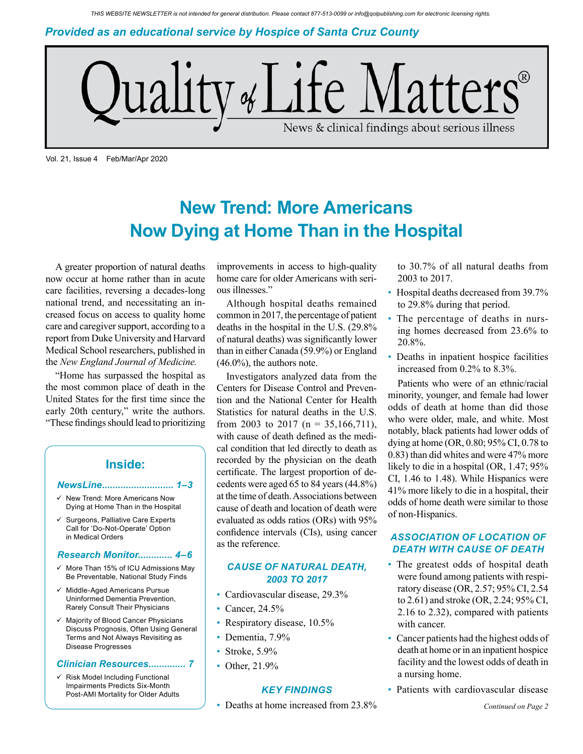THIS WEBSITE NEWSLETTER is not intended for general distribution. Please contact 877-513-0099 or info@qolpublishing.com for electronic licensing rights.

*Provided as an educational service by Hospice of Santa Cruz County*

# Quality of Life Matters®

News & clinical findings about serious illness

Vol. 21, Issue 4 Feb/Mar/Apr 2020

## New Trend: More Americans Now Dying at Home Than in the Hospital

A greater proportion of natural deaths now occur at home rather than in acute care facilities, reversing a decades-long national trend, and necessitating an increased focus on access to quality home care and caregiver support, according to a report from Duke University and Harvard Medical School researchers, published in the *New England Journal of Medicine.*

"Home has surpassed the hospital as the most common place of death in the United States for the first time since the early 20th century," write the authors. "These findings should lead to prioritizing improvements in access to high-quality home care for older Americans with serious illnesses."

Although hospital deaths remained common in 2017, the percentage of patient deaths in the hospital in the U.S. (29.8% of natural deaths) was significantly lower than in either Canada (59.9%) or England (46.0%), the authors note.

Investigators analyzed data from the Centers for Disease Control and Prevention and the National Center for Health Statistics for natural deaths in the U.S. from 2003 to 2017 (n = 35,166,711), with cause of death defined as the medical condition that led directly to death as recorded by the physician on the death certificate. The largest proportion of decedents were aged 65 to 84 years (44.8%) at the time of death. Associations between cause of death and location of death were evaluated as odds ratios (ORs) with 95% confidence intervals (CIs), using cancer as the reference.

### CAUSE OF NATURAL DEATH, 2003 TO 2017

- Cardiovascular disease, 29.3%
- Cancer, 24.5%
- Respiratory disease, 10.5%
- Dementia, 7.9%
- Stroke, 5.9%
- Other, 21.9%

### KEY FINDINGS

- Deaths at home increased from 23.8% to 30.7% of all natural deaths from 2003 to 2017.
- Hospital deaths decreased from 39.7% to 29.8% during that period.
- The percentage of deaths in nursing homes decreased from 23.6% to 20.8%.
- Deaths in inpatient hospice facilities increased from 0.2% to 8.3%.

Patients who were of an ethnic/racial minority, younger, and female had lower odds of death at home than did those who were older, male, and white. Most notably, black patients had lower odds of dying at home (OR, 0.80; 95% CI, 0.78 to 0.83) than did whites and were 47% more likely to die in a hospital (OR, 1.47; 95% CI, 1.46 to 1.48). While Hispanics were 41% more likely to die in a hospital, their odds of home death were similar to those of non-Hispanics.

### ASSOCIATION OF LOCATION OF DEATH WITH CAUSE OF DEATH

- The greatest odds of hospital death were found among patients with respiratory disease (OR, 2.57; 95% CI, 2.54 to 2.61) and stroke (OR, 2.24; 95% CI, 2.16 to 2.32), compared with patients with cancer.
- Cancer patients had the highest odds of death at home or in an inpatient hospice facility and the lowest odds of death in a nursing home.
- Patients with cardiovascular disease

*Continued on Page 2*

### Inside:

**NewsLine........................... 1–3**

- ✓ New Trend: More Americans Now Dying at Home Than in the Hospital
- ✓ Surgeons, Palliative Care Experts Call for 'Do-Not-Operate' Option in Medical Orders

**Research Monitor............. 4–6**

- ✓ More Than 15% of ICU Admissions May Be Preventable, National Study Finds
- ✓ Middle-Aged Americans Pursue Uninformed Dementia Prevention, Rarely Consult Their Physicians
- ✓ Majority of Blood Cancer Physicians Discuss Prognosis, Often Using General Terms and Not Always Revisiting as Disease Progresses

**Clinician Resources.............. 7**

- ✓ Risk Model Including Functional Impairments Predicts Six-Month Post-AMI Mortality for Older Adults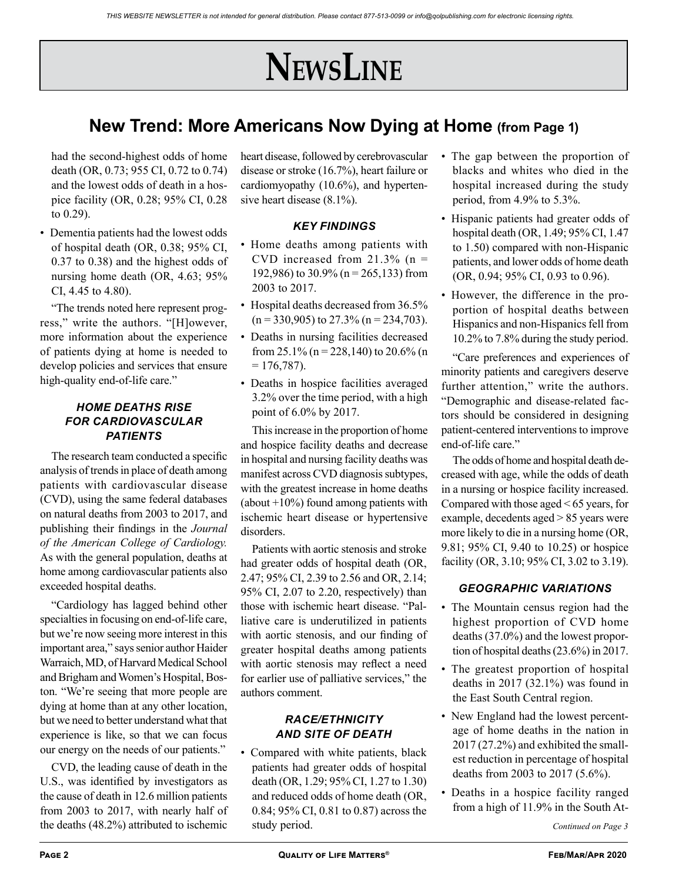# NewsLine

## New Trend: More Americans Now Dying at Home (from Page 1)

had the second-highest odds of home death (OR, 0.73; 955 CI, 0.72 to 0.74) and the lowest odds of death in a hospice facility (OR, 0.28; 95% CI, 0.28 to 0.29).

- Dementia patients had the lowest odds of hospital death (OR, 0.38; 95% CI, 0.37 to 0.38) and the highest odds of nursing home death (OR, 4.63; 95% CI, 4.45 to 4.80).

"The trends noted here represent progress," write the authors. "[H]owever, more information about the experience of patients dying at home is needed to develop policies and services that ensure high-quality end-of-life care."

### *HOME DEATHS RISE FOR CARDIOVASCULAR PATIENTS*

The research team conducted a specific analysis of trends in place of death among patients with cardiovascular disease (CVD), using the same federal databases on natural deaths from 2003 to 2017, and publishing their findings in the *Journal of the American College of Cardiology.* As with the general population, deaths at home among cardiovascular patients also exceeded hospital deaths.

"Cardiology has lagged behind other specialties in focusing on end-of-life care, but we're now seeing more interest in this important area," says senior author Haider Warraich, MD, of Harvard Medical School and Brigham and Women's Hospital, Boston. "We're seeing that more people are dying at home than at any other location, but we need to better understand what that experience is like, so that we can focus our energy on the needs of our patients."

CVD, the leading cause of death in the U.S., was identified by investigators as the cause of death in 12.6 million patients from 2003 to 2017, with nearly half of the deaths (48.2%) attributed to ischemic heart disease, followed by cerebrovascular disease or stroke (16.7%), heart failure or cardiomyopathy (10.6%), and hypertensive heart disease (8.1%).

### *KEY FINDINGS*

- Home deaths among patients with CVD increased from 21.3% (n = 192,986) to 30.9% (n = 265,133) from 2003 to 2017.
- Hospital deaths decreased from 36.5% (n = 330,905) to 27.3% (n = 234,703).
- Deaths in nursing facilities decreased from 25.1% (n = 228,140) to 20.6% (n = 176,787).
- Deaths in hospice facilities averaged 3.2% over the time period, with a high point of 6.0% by 2017.

This increase in the proportion of home and hospice facility deaths and decrease in hospital and nursing facility deaths was manifest across CVD diagnosis subtypes, with the greatest increase in home deaths (about +10%) found among patients with ischemic heart disease or hypertensive disorders.

Patients with aortic stenosis and stroke had greater odds of hospital death (OR, 2.47; 95% CI, 2.39 to 2.56 and OR, 2.14; 95% CI, 2.07 to 2.20, respectively) than those with ischemic heart disease. "Palliative care is underutilized in patients with aortic stenosis, and our finding of greater hospital deaths among patients with aortic stenosis may reflect a need for earlier use of palliative services," the authors comment.

### *RACE/ETHNICITY AND SITE OF DEATH*

- Compared with white patients, black patients had greater odds of hospital death (OR, 1.29; 95% CI, 1.27 to 1.30) and reduced odds of home death (OR, 0.84; 95% CI, 0.81 to 0.87) across the study period.
- The gap between the proportion of blacks and whites who died in the hospital increased during the study period, from 4.9% to 5.3%.
- Hispanic patients had greater odds of hospital death (OR, 1.49; 95% CI, 1.47 to 1.50) compared with non-Hispanic patients, and lower odds of home death (OR, 0.94; 95% CI, 0.93 to 0.96).
- However, the difference in the proportion of hospital deaths between Hispanics and non-Hispanics fell from 10.2% to 7.8% during the study period.

"Care preferences and experiences of minority patients and caregivers deserve further attention," write the authors. "Demographic and disease-related factors should be considered in designing patient-centered interventions to improve end-of-life care."

The odds of home and hospital death decreased with age, while the odds of death in a nursing or hospice facility increased. Compared with those aged < 65 years, for example, decedents aged > 85 years were more likely to die in a nursing home (OR, 9.81; 95% CI, 9.40 to 10.25) or hospice facility (OR, 3.10; 95% CI, 3.02 to 3.19).

### *GEOGRAPHIC VARIATIONS*

- The Mountain census region had the highest proportion of CVD home deaths (37.0%) and the lowest proportion of hospital deaths (23.6%) in 2017.
- The greatest proportion of hospital deaths in 2017 (32.1%) was found in the East South Central region.
- New England had the lowest percentage of home deaths in the nation in 2017 (27.2%) and exhibited the smallest reduction in percentage of hospital deaths from 2003 to 2017 (5.6%).
- Deaths in a hospice facility ranged from a high of 11.9% in the South At-

*Continued on Page 3*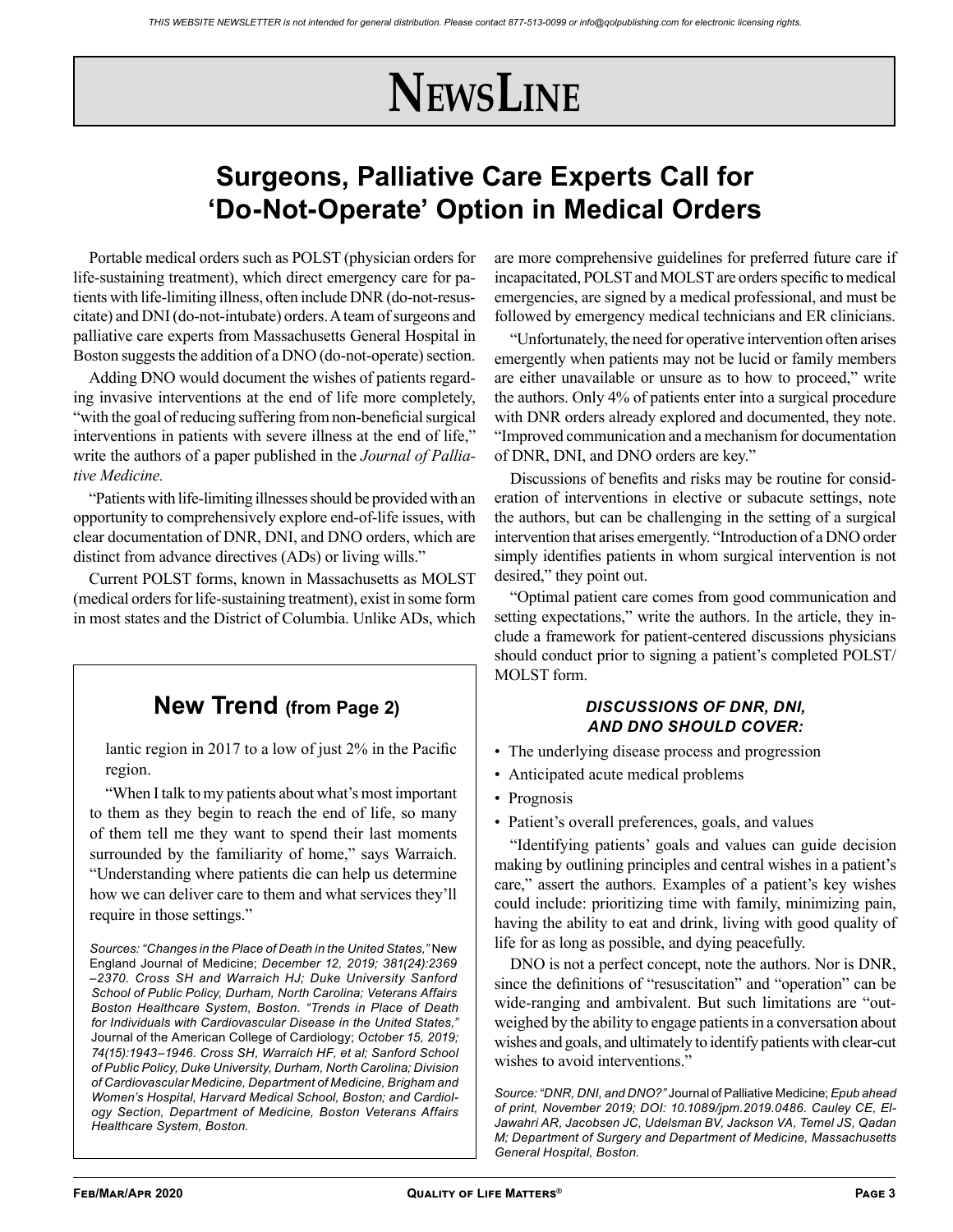# NewsLine

## Surgeons, Palliative Care Experts Call for 'Do-Not-Operate' Option in Medical Orders

Portable medical orders such as POLST (physician orders for life-sustaining treatment), which direct emergency care for patients with life-limiting illness, often include DNR (do-not-resuscitate) and DNI (do-not-intubate) orders. A team of surgeons and palliative care experts from Massachusetts General Hospital in Boston suggests the addition of a DNO (do-not-operate) section.

Adding DNO would document the wishes of patients regarding invasive interventions at the end of life more completely, "with the goal of reducing suffering from non-beneficial surgical interventions in patients with severe illness at the end of life," write the authors of a paper published in the *Journal of Palliative Medicine.*

"Patients with life-limiting illnesses should be provided with an opportunity to comprehensively explore end-of-life issues, with clear documentation of DNR, DNI, and DNO orders, which are distinct from advance directives (ADs) or living wills."

Current POLST forms, known in Massachusetts as MOLST (medical orders for life-sustaining treatment), exist in some form in most states and the District of Columbia. Unlike ADs, which are more comprehensive guidelines for preferred future care if incapacitated, POLST and MOLST are orders specific to medical emergencies, are signed by a medical professional, and must be followed by emergency medical technicians and ER clinicians.

"Unfortunately, the need for operative intervention often arises emergently when patients may not be lucid or family members are either unavailable or unsure as to how to proceed," write the authors. Only 4% of patients enter into a surgical procedure with DNR orders already explored and documented, they note. "Improved communication and a mechanism for documentation of DNR, DNI, and DNO orders are key."

Discussions of benefits and risks may be routine for consideration of interventions in elective or subacute settings, note the authors, but can be challenging in the setting of a surgical intervention that arises emergently. "Introduction of a DNO order simply identifies patients in whom surgical intervention is not desired," they point out.

"Optimal patient care comes from good communication and setting expectations," write the authors. In the article, they include a framework for patient-centered discussions physicians should conduct prior to signing a patient's completed POLST/MOLST form.

#### *DISCUSSIONS OF DNR, DNI, AND DNO SHOULD COVER:*

- The underlying disease process and progression
- Anticipated acute medical problems
- Prognosis
- Patient's overall preferences, goals, and values

"Identifying patients' goals and values can guide decision making by outlining principles and central wishes in a patient's care," assert the authors. Examples of a patient's key wishes could include: prioritizing time with family, minimizing pain, having the ability to eat and drink, living with good quality of life for as long as possible, and dying peacefully.

DNO is not a perfect concept, note the authors. Nor is DNR, since the definitions of "resuscitation" and "operation" can be wide-ranging and ambivalent. But such limitations are "outweighed by the ability to engage patients in a conversation about wishes and goals, and ultimately to identify patients with clear-cut wishes to avoid interventions."

*Source: "DNR, DNI, and DNO?"* Journal of Palliative Medicine; *Epub ahead of print, November 2019; DOI: 10.1089/jpm.2019.0486. Cauley CE, El-Jawahri AR, Jacobsen JC, Udelsman BV, Jackson VA, Temel JS, Qadan M; Department of Surgery and Department of Medicine, Massachusetts General Hospital, Boston.*

---

## New Trend (from Page 2)

lantic region in 2017 to a low of just 2% in the Pacific region.

"When I talk to my patients about what's most important to them as they begin to reach the end of life, so many of them tell me they want to spend their last moments surrounded by the familiarity of home," says Warraich. "Understanding where patients die can help us determine how we can deliver care to them and what services they'll require in those settings."

*Sources: "Changes in the Place of Death in the United States,"* New England Journal of Medicine; *December 12, 2019; 381(24):2369–2370. Cross SH and Warraich HJ; Duke University Sanford School of Public Policy, Durham, North Carolina; Veterans Affairs Boston Healthcare System, Boston. "Trends in Place of Death for Individuals with Cardiovascular Disease in the United States,"* Journal of the American College of Cardiology; *October 15, 2019; 74(15):1943–1946. Cross SH, Warraich HF, et al; Sanford School of Public Policy, Duke University, Durham, North Carolina; Division of Cardiovascular Medicine, Department of Medicine, Brigham and Women's Hospital, Harvard Medical School, Boston; and Cardiology Section, Department of Medicine, Boston Veterans Affairs Healthcare System, Boston.*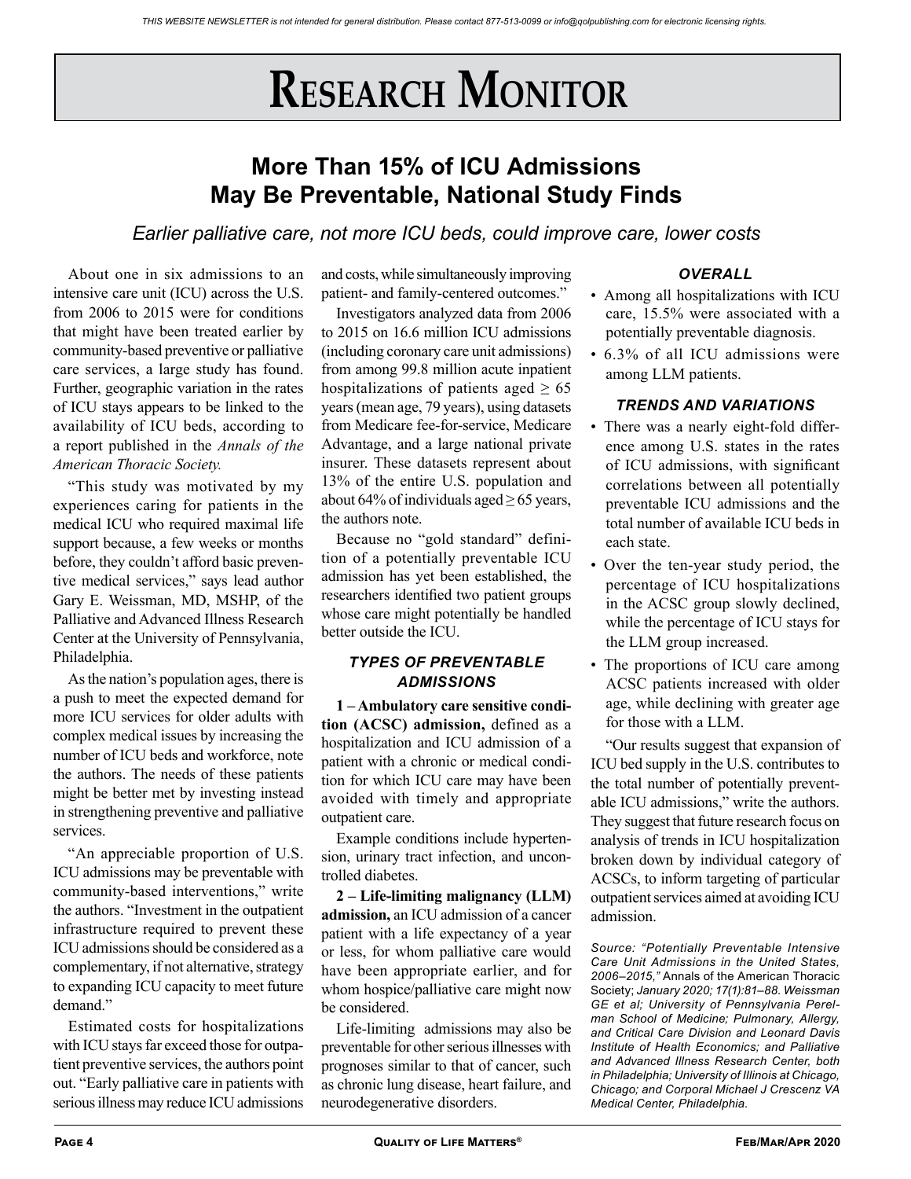# Research Monitor

## More Than 15% of ICU Admissions May Be Preventable, National Study Finds

*Earlier palliative care, not more ICU beds, could improve care, lower costs*

About one in six admissions to an intensive care unit (ICU) across the U.S. from 2006 to 2015 were for conditions that might have been treated earlier by community-based preventive or palliative care services, a large study has found. Further, geographic variation in the rates of ICU stays appears to be linked to the availability of ICU beds, according to a report published in the *Annals of the American Thoracic Society.*

"This study was motivated by my experiences caring for patients in the medical ICU who required maximal life support because, a few weeks or months before, they couldn't afford basic preventive medical services," says lead author Gary E. Weissman, MD, MSHP, of the Palliative and Advanced Illness Research Center at the University of Pennsylvania, Philadelphia.

As the nation's population ages, there is a push to meet the expected demand for more ICU services for older adults with complex medical issues by increasing the number of ICU beds and workforce, note the authors. The needs of these patients might be better met by investing instead in strengthening preventive and palliative services.

"An appreciable proportion of U.S. ICU admissions may be preventable with community-based interventions," write the authors. "Investment in the outpatient infrastructure required to prevent these ICU admissions should be considered as a complementary, if not alternative, strategy to expanding ICU capacity to meet future demand."

Estimated costs for hospitalizations with ICU stays far exceed those for outpatient preventive services, the authors point out. "Early palliative care in patients with serious illness may reduce ICU admissions and costs, while simultaneously improving patient- and family-centered outcomes."

Investigators analyzed data from 2006 to 2015 on 16.6 million ICU admissions (including coronary care unit admissions) from among 99.8 million acute inpatient hospitalizations of patients aged ≥ 65 years (mean age, 79 years), using datasets from Medicare fee-for-service, Medicare Advantage, and a large national private insurer. These datasets represent about 13% of the entire U.S. population and about 64% of individuals aged ≥ 65 years, the authors note.

Because no "gold standard" definition of a potentially preventable ICU admission has yet been established, the researchers identified two patient groups whose care might potentially be handled better outside the ICU.

### *TYPES OF PREVENTABLE ADMISSIONS*

**1 – Ambulatory care sensitive condition (ACSC) admission,** defined as a hospitalization and ICU admission of a patient with a chronic or medical condition for which ICU care may have been avoided with timely and appropriate outpatient care.

Example conditions include hypertension, urinary tract infection, and uncontrolled diabetes.

**2 – Life-limiting malignancy (LLM) admission,** an ICU admission of a cancer patient with a life expectancy of a year or less, for whom palliative care would have been appropriate earlier, and for whom hospice/palliative care might now be considered.

Life-limiting admissions may also be preventable for other serious illnesses with prognoses similar to that of cancer, such as chronic lung disease, heart failure, and neurodegenerative disorders.

### *OVERALL*

- Among all hospitalizations with ICU care, 15.5% were associated with a potentially preventable diagnosis.
- 6.3% of all ICU admissions were among LLM patients.

### *TRENDS AND VARIATIONS*

- There was a nearly eight-fold difference among U.S. states in the rates of ICU admissions, with significant correlations between all potentially preventable ICU admissions and the total number of available ICU beds in each state.
- Over the ten-year study period, the percentage of ICU hospitalizations in the ACSC group slowly declined, while the percentage of ICU stays for the LLM group increased.
- The proportions of ICU care among ACSC patients increased with older age, while declining with greater age for those with a LLM.

"Our results suggest that expansion of ICU bed supply in the U.S. contributes to the total number of potentially preventable ICU admissions," write the authors. They suggest that future research focus on analysis of trends in ICU hospitalization broken down by individual category of ACSCs, to inform targeting of particular outpatient services aimed at avoiding ICU admission.

*Source: "Potentially Preventable Intensive Care Unit Admissions in the United States, 2006–2015,"* Annals of the American Thoracic Society; *January 2020; 17(1):81–88. Weissman GE et al; University of Pennsylvania Perelman School of Medicine; Pulmonary, Allergy, and Critical Care Division and Leonard Davis Institute of Health Economics; and Palliative and Advanced Illness Research Center, both in Philadelphia; University of Illinois at Chicago, Chicago; and Corporal Michael J Crescenz VA Medical Center, Philadelphia.*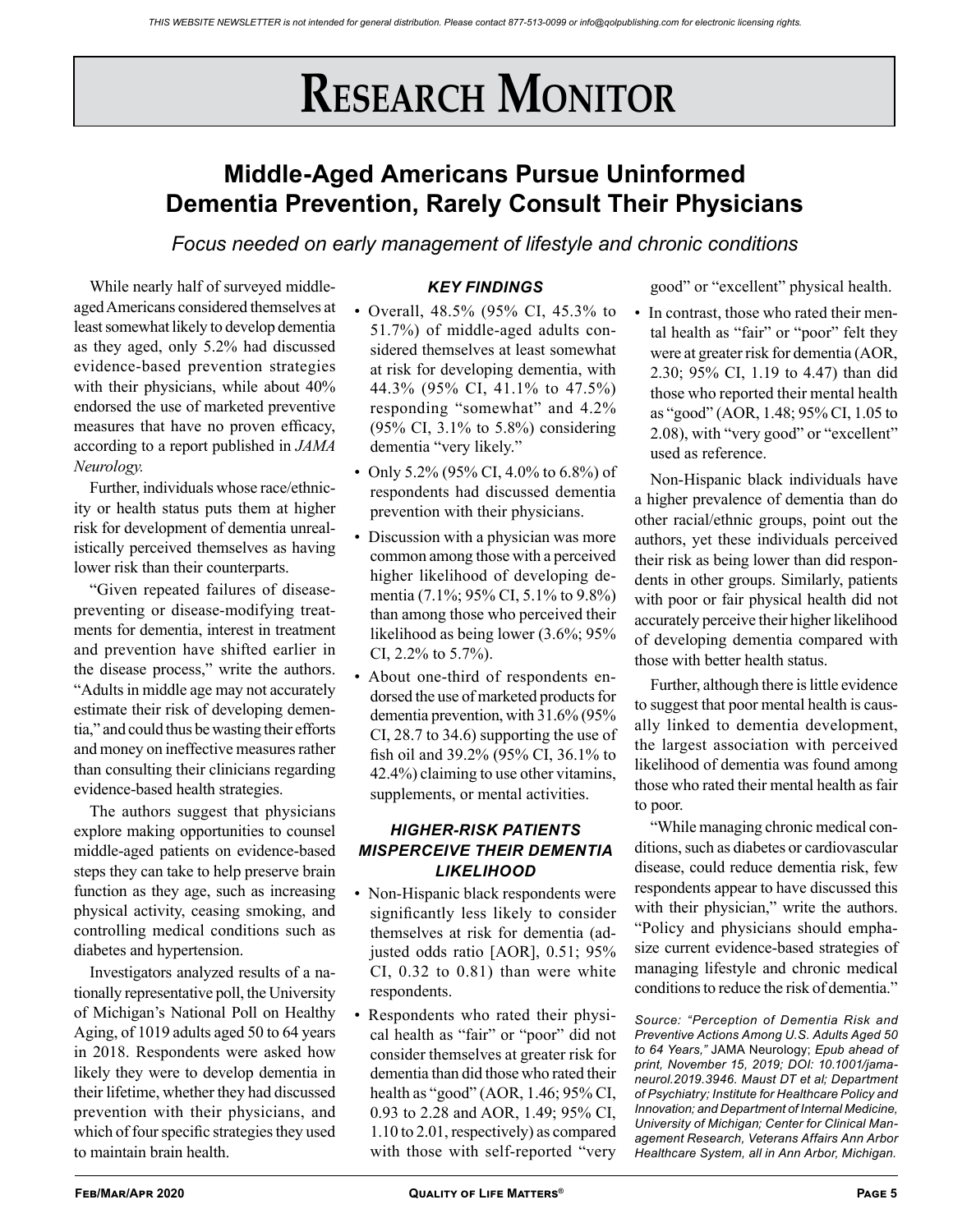# Research Monitor

## Middle-Aged Americans Pursue Uninformed Dementia Prevention, Rarely Consult Their Physicians

*Focus needed on early management of lifestyle and chronic conditions*

While nearly half of surveyed middle-aged Americans considered themselves at least somewhat likely to develop dementia as they aged, only 5.2% had discussed evidence-based prevention strategies with their physicians, while about 40% endorsed the use of marketed preventive measures that have no proven efficacy, according to a report published in *JAMA Neurology.*

Further, individuals whose race/ethnicity or health status puts them at higher risk for development of dementia unrealistically perceived themselves as having lower risk than their counterparts.

"Given repeated failures of disease-preventing or disease-modifying treatments for dementia, interest in treatment and prevention have shifted earlier in the disease process," write the authors. "Adults in middle age may not accurately estimate their risk of developing dementia," and could thus be wasting their efforts and money on ineffective measures rather than consulting their clinicians regarding evidence-based health strategies.

The authors suggest that physicians explore making opportunities to counsel middle-aged patients on evidence-based steps they can take to help preserve brain function as they age, such as increasing physical activity, ceasing smoking, and controlling medical conditions such as diabetes and hypertension.

Investigators analyzed results of a nationally representative poll, the University of Michigan's National Poll on Healthy Aging, of 1019 adults aged 50 to 64 years in 2018. Respondents were asked how likely they were to develop dementia in their lifetime, whether they had discussed prevention with their physicians, and which of four specific strategies they used to maintain brain health.

### *KEY FINDINGS*

- Overall, 48.5% (95% CI, 45.3% to 51.7%) of middle-aged adults considered themselves at least somewhat at risk for developing dementia, with 44.3% (95% CI, 41.1% to 47.5%) responding "somewhat" and 4.2% (95% CI, 3.1% to 5.8%) considering dementia "very likely."
- Only 5.2% (95% CI, 4.0% to 6.8%) of respondents had discussed dementia prevention with their physicians.
- Discussion with a physician was more common among those with a perceived higher likelihood of developing dementia (7.1%; 95% CI, 5.1% to 9.8%) than among those who perceived their likelihood as being lower (3.6%; 95% CI, 2.2% to 5.7%).
- About one-third of respondents endorsed the use of marketed products for dementia prevention, with 31.6% (95% CI, 28.7 to 34.6) supporting the use of fish oil and 39.2% (95% CI, 36.1% to 42.4%) claiming to use other vitamins, supplements, or mental activities.

### *HIGHER-RISK PATIENTS MISPERCEIVE THEIR DEMENTIA LIKELIHOOD*

- Non-Hispanic black respondents were significantly less likely to consider themselves at risk for dementia (adjusted odds ratio [AOR], 0.51; 95% CI, 0.32 to 0.81) than were white respondents.
- Respondents who rated their physical health as "fair" or "poor" did not consider themselves at greater risk for dementia than did those who rated their health as "good" (AOR, 1.46; 95% CI, 0.93 to 2.28 and AOR, 1.49; 95% CI, 1.10 to 2.01, respectively) as compared with those with self-reported "very good" or "excellent" physical health.
- In contrast, those who rated their mental health as "fair" or "poor" felt they were at greater risk for dementia (AOR, 2.30; 95% CI, 1.19 to 4.47) than did those who reported their mental health as "good" (AOR, 1.48; 95% CI, 1.05 to 2.08), with "very good" or "excellent" used as reference.

Non-Hispanic black individuals have a higher prevalence of dementia than do other racial/ethnic groups, point out the authors, yet these individuals perceived their risk as being lower than did respondents in other groups. Similarly, patients with poor or fair physical health did not accurately perceive their higher likelihood of developing dementia compared with those with better health status.

Further, although there is little evidence to suggest that poor mental health is causally linked to dementia development, the largest association with perceived likelihood of dementia was found among those who rated their mental health as fair to poor.

"While managing chronic medical conditions, such as diabetes or cardiovascular disease, could reduce dementia risk, few respondents appear to have discussed this with their physician," write the authors. "Policy and physicians should emphasize current evidence-based strategies of managing lifestyle and chronic medical conditions to reduce the risk of dementia."

*Source: "Perception of Dementia Risk and Preventive Actions Among U.S. Adults Aged 50 to 64 Years,"* JAMA Neurology; *Epub ahead of print, November 15, 2019; DOI: 10.1001/jamaneurol.2019.3946. Maust DT et al; Department of Psychiatry; Institute for Healthcare Policy and Innovation; and Department of Internal Medicine, University of Michigan; Center for Clinical Management Research, Veterans Affairs Ann Arbor Healthcare System, all in Ann Arbor, Michigan.*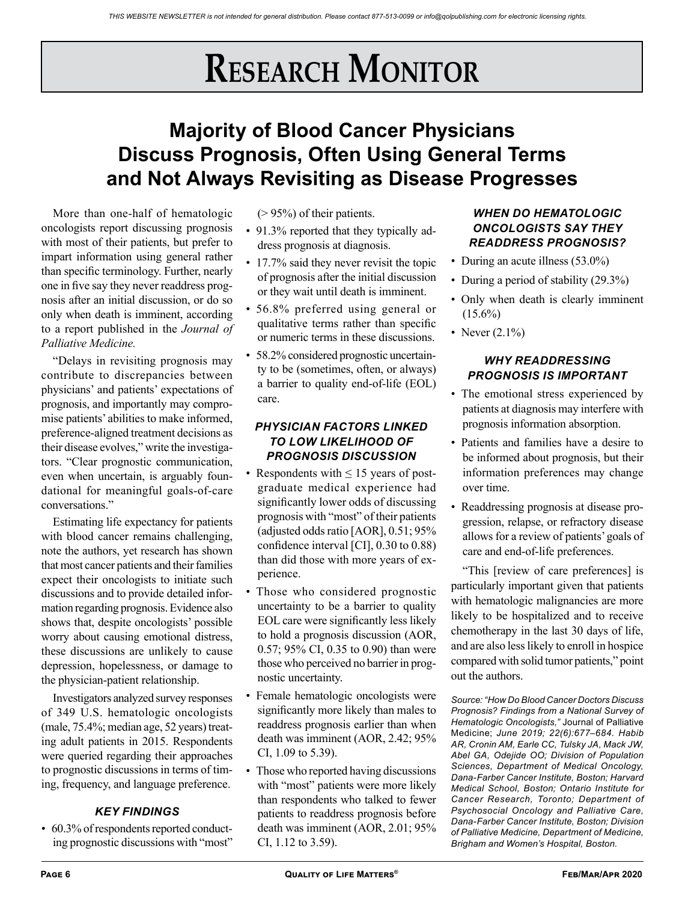# Research Monitor

## Majority of Blood Cancer Physicians Discuss Prognosis, Often Using General Terms and Not Always Revisiting as Disease Progresses

More than one-half of hematologic oncologists report discussing prognosis with most of their patients, but prefer to impart information using general rather than specific terminology. Further, nearly one in five say they never readdress prognosis after an initial discussion, or do so only when death is imminent, according to a report published in the *Journal of Palliative Medicine.*

"Delays in revisiting prognosis may contribute to discrepancies between physicians' and patients' expectations of prognosis, and importantly may compromise patients' abilities to make informed, preference-aligned treatment decisions as their disease evolves," write the investigators. "Clear prognostic communication, even when uncertain, is arguably foundational for meaningful goals-of-care conversations."

Estimating life expectancy for patients with blood cancer remains challenging, note the authors, yet research has shown that most cancer patients and their families expect their oncologists to initiate such discussions and to provide detailed information regarding prognosis. Evidence also shows that, despite oncologists' possible worry about causing emotional distress, these discussions are unlikely to cause depression, hopelessness, or damage to the physician-patient relationship.

Investigators analyzed survey responses of 349 U.S. hematologic oncologists (male, 75.4%; median age, 52 years) treating adult patients in 2015. Respondents were queried regarding their approaches to prognostic discussions in terms of timing, frequency, and language preference.

### *KEY FINDINGS*

- 60.3% of respondents reported conducting prognostic discussions with "most" (> 95%) of their patients.
- 91.3% reported that they typically address prognosis at diagnosis.
- 17.7% said they never revisit the topic of prognosis after the initial discussion or they wait until death is imminent.
- 56.8% preferred using general or qualitative terms rather than specific or numeric terms in these discussions.
- 58.2% considered prognostic uncertainty to be (sometimes, often, or always) a barrier to quality end-of-life (EOL) care.

### *PHYSICIAN FACTORS LINKED TO LOW LIKELIHOOD OF PROGNOSIS DISCUSSION*

- Respondents with ≤ 15 years of postgraduate medical experience had significantly lower odds of discussing prognosis with "most" of their patients (adjusted odds ratio [AOR], 0.51; 95% confidence interval [CI], 0.30 to 0.88) than did those with more years of experience.
- Those who considered prognostic uncertainty to be a barrier to quality EOL care were significantly less likely to hold a prognosis discussion (AOR, 0.57; 95% CI, 0.35 to 0.90) than were those who perceived no barrier in prognostic uncertainty.
- Female hematologic oncologists were significantly more likely than males to readdress prognosis earlier than when death was imminent (AOR, 2.42; 95% CI, 1.09 to 5.39).
- Those who reported having discussions with "most" patients were more likely than respondents who talked to fewer patients to readdress prognosis before death was imminent (AOR, 2.01; 95% CI, 1.12 to 3.59).

### *WHEN DO HEMATOLOGIC ONCOLOGISTS SAY THEY READDRESS PROGNOSIS?*

- During an acute illness (53.0%)
- During a period of stability (29.3%)
- Only when death is clearly imminent (15.6%)
- Never (2.1%)

### *WHY READDRESSING PROGNOSIS IS IMPORTANT*

- The emotional stress experienced by patients at diagnosis may interfere with prognosis information absorption.
- Patients and families have a desire to be informed about prognosis, but their information preferences may change over time.
- Readdressing prognosis at disease progression, relapse, or refractory disease allows for a review of patients' goals of care and end-of-life preferences.

"This [review of care preferences] is particularly important given that patients with hematologic malignancies are more likely to be hospitalized and to receive chemotherapy in the last 30 days of life, and are also less likely to enroll in hospice compared with solid tumor patients," point out the authors.

*Source: "How Do Blood Cancer Doctors Discuss Prognosis? Findings from a National Survey of Hematologic Oncologists,"* Journal of Palliative Medicine; *June 2019; 22(6):677–684. Habib AR, Cronin AM, Earle CC, Tulsky JA, Mack JW, Abel GA, Odejide OO; Division of Population Sciences, Department of Medical Oncology, Dana-Farber Cancer Institute, Boston; Harvard Medical School, Boston; Ontario Institute for Cancer Research, Toronto; Department of Psychosocial Oncology and Palliative Care, Dana-Farber Cancer Institute, Boston; Division of Palliative Medicine, Department of Medicine, Brigham and Women's Hospital, Boston.*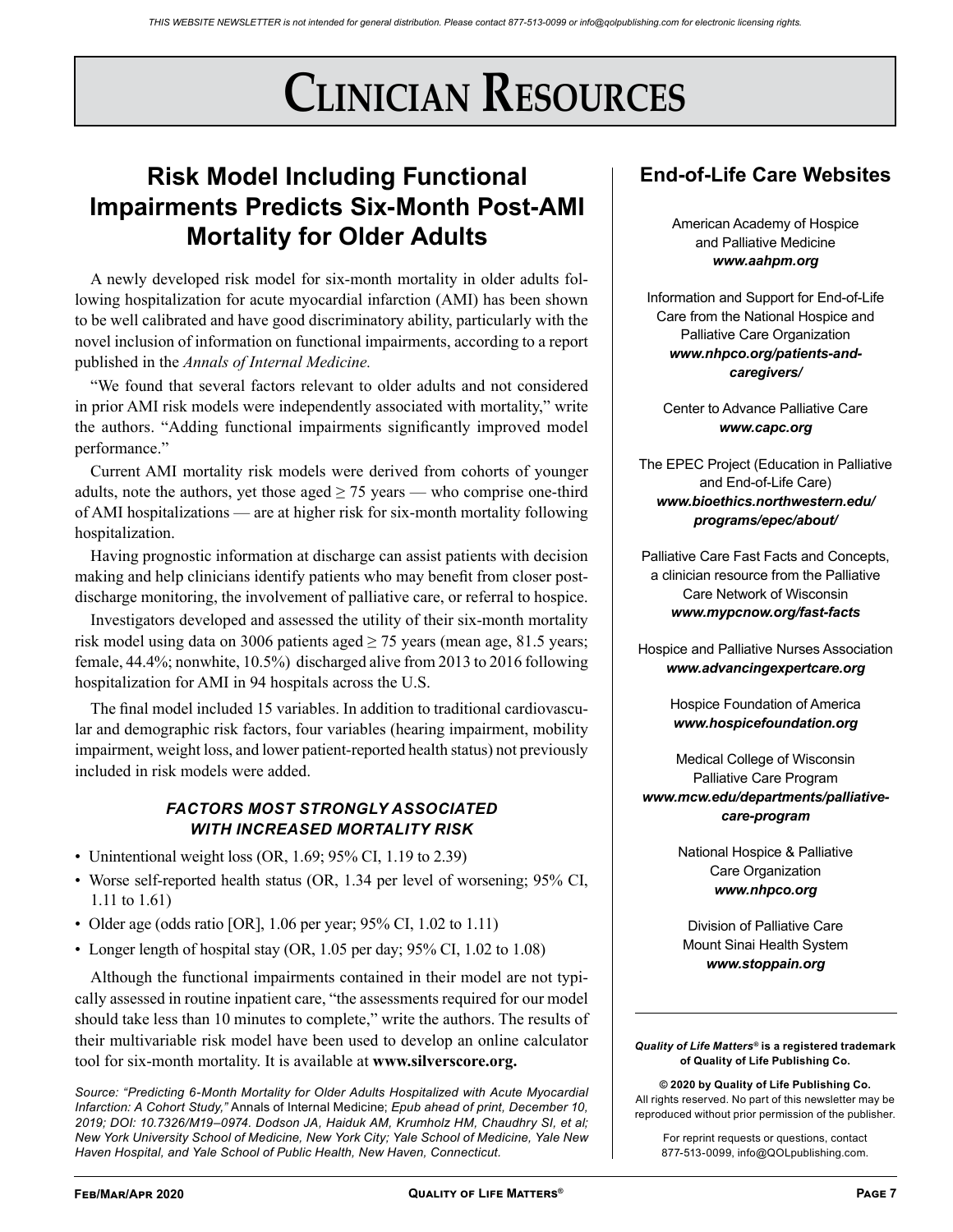# Clinician Resources

## Risk Model Including Functional Impairments Predicts Six-Month Post-AMI Mortality for Older Adults

A newly developed risk model for six-month mortality in older adults following hospitalization for acute myocardial infarction (AMI) has been shown to be well calibrated and have good discriminatory ability, particularly with the novel inclusion of information on functional impairments, according to a report published in the *Annals of Internal Medicine.*

"We found that several factors relevant to older adults and not considered in prior AMI risk models were independently associated with mortality," write the authors. "Adding functional impairments significantly improved model performance."

Current AMI mortality risk models were derived from cohorts of younger adults, note the authors, yet those aged ≥ 75 years — who comprise one-third of AMI hospitalizations — are at higher risk for six-month mortality following hospitalization.

Having prognostic information at discharge can assist patients with decision making and help clinicians identify patients who may benefit from closer post-discharge monitoring, the involvement of palliative care, or referral to hospice.

Investigators developed and assessed the utility of their six-month mortality risk model using data on 3006 patients aged ≥ 75 years (mean age, 81.5 years; female, 44.4%; nonwhite, 10.5%) discharged alive from 2013 to 2016 following hospitalization for AMI in 94 hospitals across the U.S.

The final model included 15 variables. In addition to traditional cardiovascular and demographic risk factors, four variables (hearing impairment, mobility impairment, weight loss, and lower patient-reported health status) not previously included in risk models were added.

#### *FACTORS MOST STRONGLY ASSOCIATED WITH INCREASED MORTALITY RISK*

- Unintentional weight loss (OR, 1.69; 95% CI, 1.19 to 2.39)
- Worse self-reported health status (OR, 1.34 per level of worsening; 95% CI, 1.11 to 1.61)
- Older age (odds ratio [OR], 1.06 per year; 95% CI, 1.02 to 1.11)
- Longer length of hospital stay (OR, 1.05 per day; 95% CI, 1.02 to 1.08)

Although the functional impairments contained in their model are not typically assessed in routine inpatient care, "the assessments required for our model should take less than 10 minutes to complete," write the authors. The results of their multivariable risk model have been used to develop an online calculator tool for six-month mortality. It is available at **www.silverscore.org.**

*Source: "Predicting 6-Month Mortality for Older Adults Hospitalized with Acute Myocardial Infarction: A Cohort Study,"* Annals of Internal Medicine; *Epub ahead of print, December 10, 2019; DOI: 10.7326/M19–0974. Dodson JA, Haiduk AM, Krumholz HM, Chaudhry SI, et al; New York University School of Medicine, New York City; Yale School of Medicine, Yale New Haven Hospital, and Yale School of Public Health, New Haven, Connecticut.*

## End-of-Life Care Websites

American Academy of Hospice and Palliative Medicine
***www.aahpm.org***

Information and Support for End-of-Life Care from the National Hospice and Palliative Care Organization
***www.nhpco.org/patients-and-caregivers/***

Center to Advance Palliative Care
***www.capc.org***

The EPEC Project (Education in Palliative and End-of-Life Care)
***www.bioethics.northwestern.edu/programs/epec/about/***

Palliative Care Fast Facts and Concepts, a clinician resource from the Palliative Care Network of Wisconsin
***www.mypcnow.org/fast-facts***

Hospice and Palliative Nurses Association
***www.advancingexpertcare.org***

Hospice Foundation of America
***www.hospicefoundation.org***

Medical College of Wisconsin Palliative Care Program
***www.mcw.edu/departments/palliative-care-program***

National Hospice & Palliative Care Organization
***www.nhpco.org***

Division of Palliative Care Mount Sinai Health System
***www.stoppain.org***

***Quality of Life Matters®* is a registered trademark of Quality of Life Publishing Co.**

**© 2020 by Quality of Life Publishing Co.**
All rights reserved. No part of this newsletter may be reproduced without prior permission of the publisher.

For reprint requests or questions, contact 877-513-0099, info@QOLpublishing.com.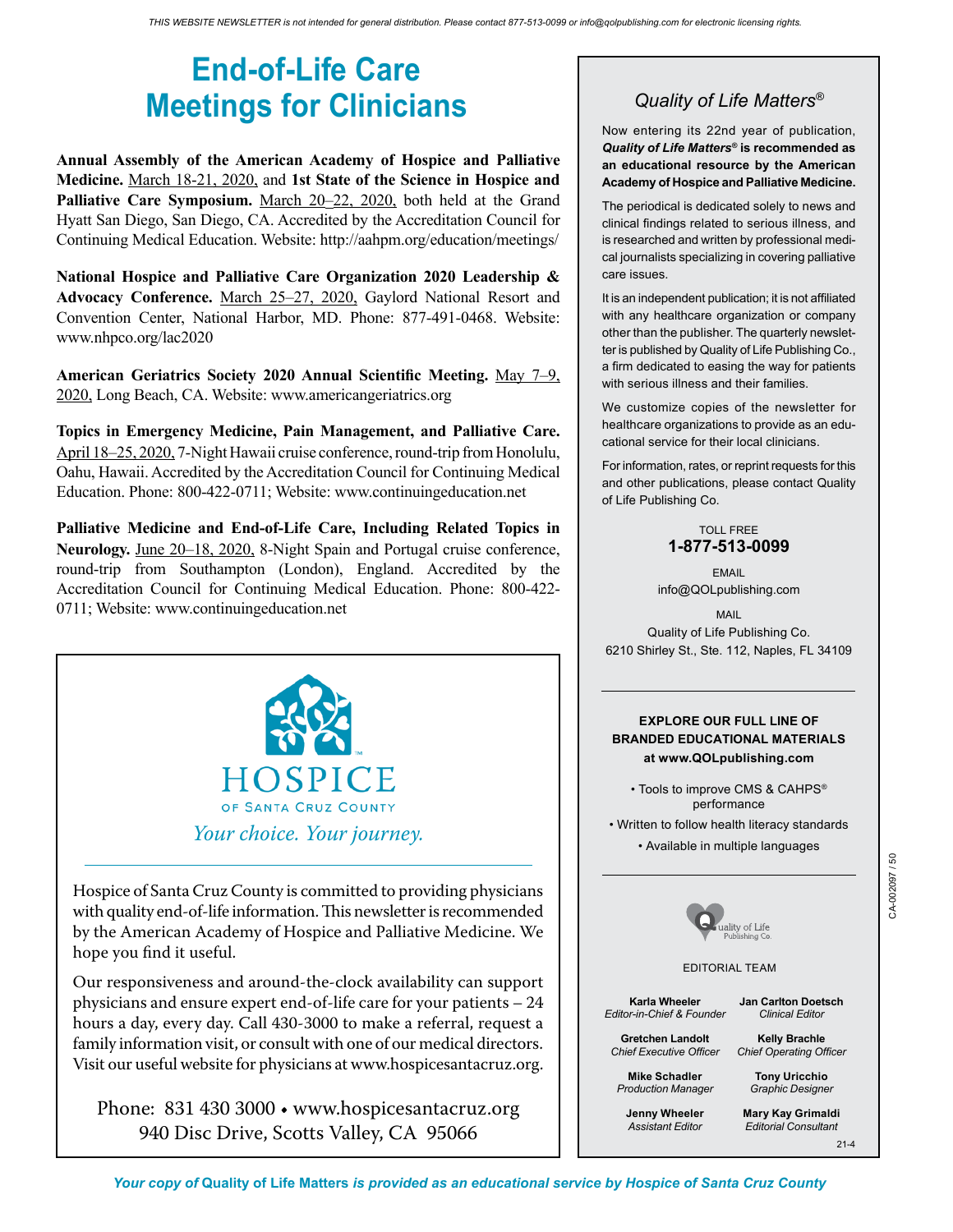*THIS WEBSITE NEWSLETTER is not intended for general distribution. Please contact 877-513-0099 or info@qolpublishing.com for electronic licensing rights.*

# End-of-Life Care Meetings for Clinicians

**Annual Assembly of the American Academy of Hospice and Palliative Medicine.** March 18-21, 2020, and **1st State of the Science in Hospice and Palliative Care Symposium.** March 20–22, 2020, both held at the Grand Hyatt San Diego, San Diego, CA. Accredited by the Accreditation Council for Continuing Medical Education. Website: http://aahpm.org/education/meetings/

**National Hospice and Palliative Care Organization 2020 Leadership & Advocacy Conference.** March 25–27, 2020, Gaylord National Resort and Convention Center, National Harbor, MD. Phone: 877-491-0468. Website: www.nhpco.org/lac2020

**American Geriatrics Society 2020 Annual Scientific Meeting.** May 7–9, 2020, Long Beach, CA. Website: www.americangeriatrics.org

**Topics in Emergency Medicine, Pain Management, and Palliative Care.** April 18–25, 2020, 7-Night Hawaii cruise conference, round-trip from Honolulu, Oahu, Hawaii. Accredited by the Accreditation Council for Continuing Medical Education. Phone: 800-422-0711; Website: www.continuingeducation.net

**Palliative Medicine and End-of-Life Care, Including Related Topics in Neurology.** June 20–18, 2020, 8-Night Spain and Portugal cruise conference, round-trip from Southampton (London), England. Accredited by the Accreditation Council for Continuing Medical Education. Phone: 800-422-0711; Website: www.continuingeducation.net

HOSPICE™
OF SANTA CRUZ COUNTY
*Your choice. Your journey.*

Hospice of Santa Cruz County is committed to providing physicians with quality end-of-life information. This newsletter is recommended by the American Academy of Hospice and Palliative Medicine. We hope you find it useful.

Our responsiveness and around-the-clock availability can support physicians and ensure expert end-of-life care for your patients – 24 hours a day, every day. Call 430-3000 to make a referral, request a family information visit, or consult with one of our medical directors. Visit our useful website for physicians at www.hospicesantacruz.org.

Phone: 831 430 3000 • www.hospicesantacruz.org
940 Disc Drive, Scotts Valley, CA 95066

## *Quality of Life Matters®*

Now entering its 22nd year of publication, ***Quality of Life Matters®* is recommended as an educational resource by the American Academy of Hospice and Palliative Medicine.**

The periodical is dedicated solely to news and clinical findings related to serious illness, and is researched and written by professional medical journalists specializing in covering palliative care issues.

It is an independent publication; it is not affiliated with any healthcare organization or company other than the publisher. The quarterly newsletter is published by Quality of Life Publishing Co., a firm dedicated to easing the way for patients with serious illness and their families.

We customize copies of the newsletter for healthcare organizations to provide as an educational service for their local clinicians.

For information, rates, or reprint requests for this and other publications, please contact Quality of Life Publishing Co.

TOLL FREE
**1-877-513-0099**

EMAIL
info@QOLpublishing.com

MAIL
Quality of Life Publishing Co.
6210 Shirley St., Ste. 112, Naples, FL 34109

**EXPLORE OUR FULL LINE OF BRANDED EDUCATIONAL MATERIALS at www.QOLpublishing.com**

- Tools to improve CMS & CAHPS® performance
- Written to follow health literacy standards
- Available in multiple languages

Quality of Life Publishing Co.

EDITORIAL TEAM

**Karla Wheeler**
*Editor-in-Chief & Founder*

**Jan Carlton Doetsch**
*Clinical Editor*

**Gretchen Landolt**
*Chief Executive Officer*

**Kelly Brachle**
*Chief Operating Officer*

**Mike Schadler**
*Production Manager*

**Tony Uricchio**
*Graphic Designer*

**Jenny Wheeler**
*Assistant Editor*

**Mary Kay Grimaldi**
*Editorial Consultant*

21-4

CA-002097 / 50

***Your copy of* Quality of Life Matters *is provided as an educational service by Hospice of Santa Cruz County***